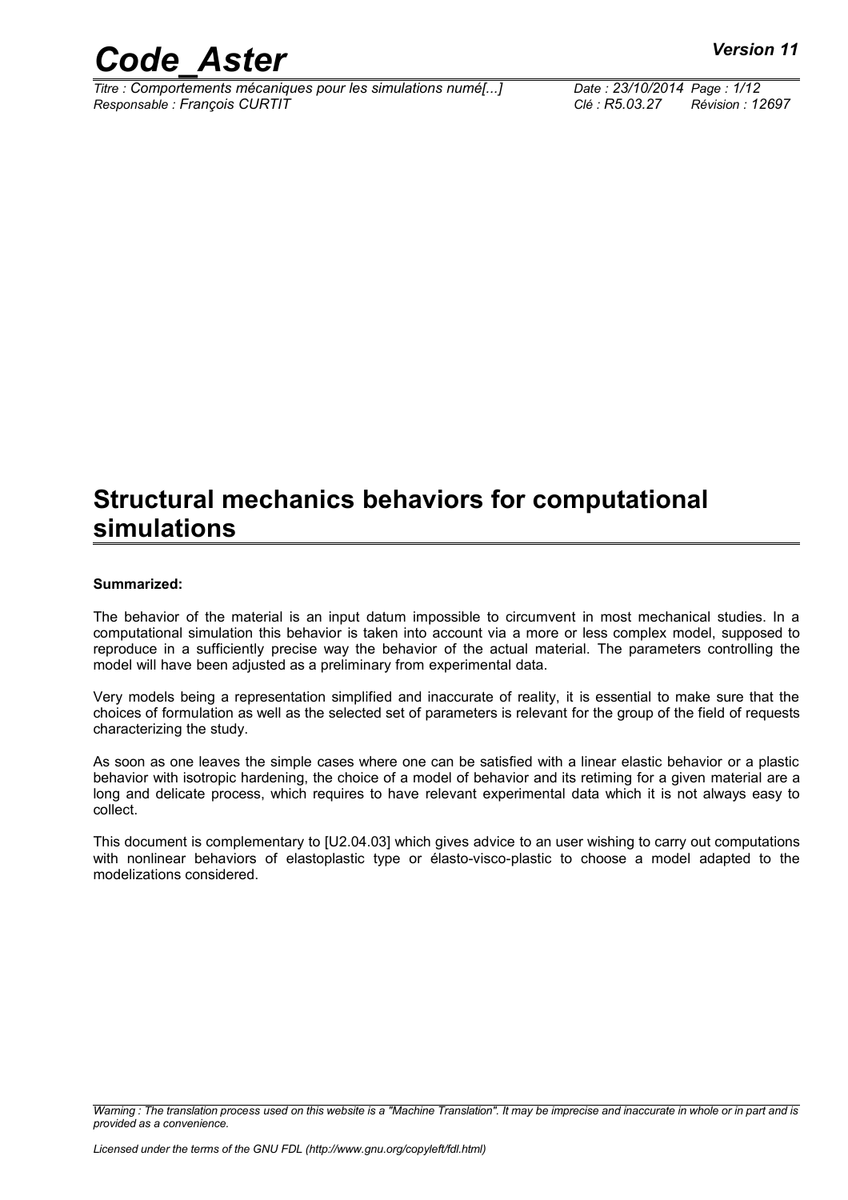# Structural mechanics behaviors for computational simulations

**Summarized:**

The behavior of the material is an input datum impossible to circumvent in most mechanical studies. In a computational simulation this behavior is taken into account via a more or less complex model, supposed to reproduce in a sufficiently precise way the behavior of the actual material. The parameters controlling the model will have been adjusted as a preliminary from experimental data.

Very models being a representation simplified and inaccurate of reality, it is essential to make sure that the choices of formulation as well as the selected set of parameters is relevant for the group of the field of requests characterizing the study.

As soon as one leaves the simple cases where one can be satisfied with a linear elastic behavior or a plastic behavior with isotropic hardening, the choice of a model of behavior and its retiming for a given material are a long and delicate process, which requires to have relevant experimental data which it is not always easy to collect.

This document is complementary to [U2.04.03] which gives advice to an user wishing to carry out computations with nonlinear behaviors of elastoplastic type or élasto-visco-plastic to choose a model adapted to the modelizations considered.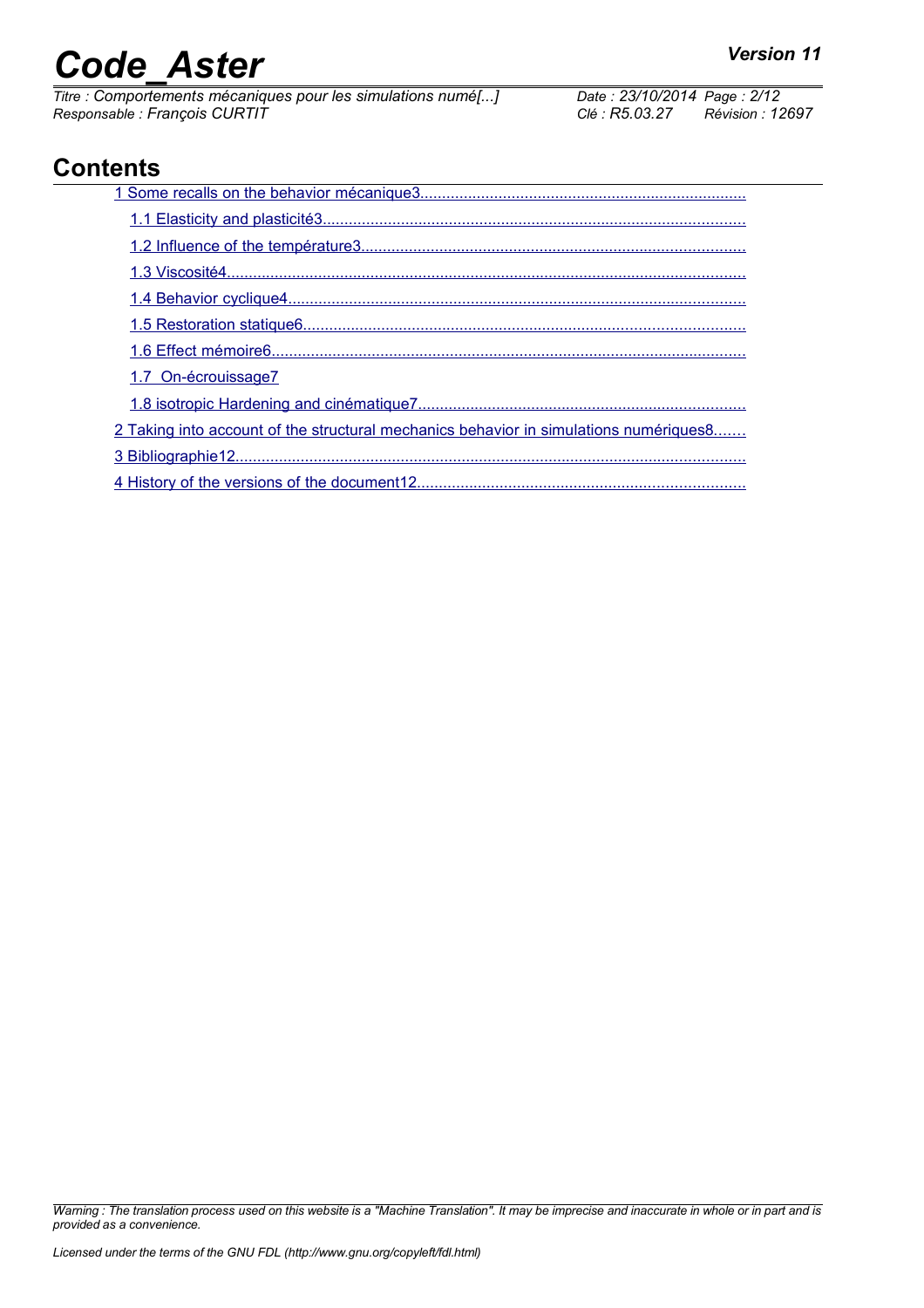## Contents

1 Some recalls on the behavior mécanique3

 1.1 Elasticity and plasticité3

 1.2 Influence of the température3

 1.3 Viscosité4

 1.4 Behavior cyclique4

 1.5 Restoration statique6

 1.6 Effect mémoire6

 1.7 On-écrouissage7

 1.8 isotropic Hardening and cinématique7

2 Taking into account of the structural mechanics behavior in simulations numériques8

3 Bibliographie12

4 History of the versions of the document12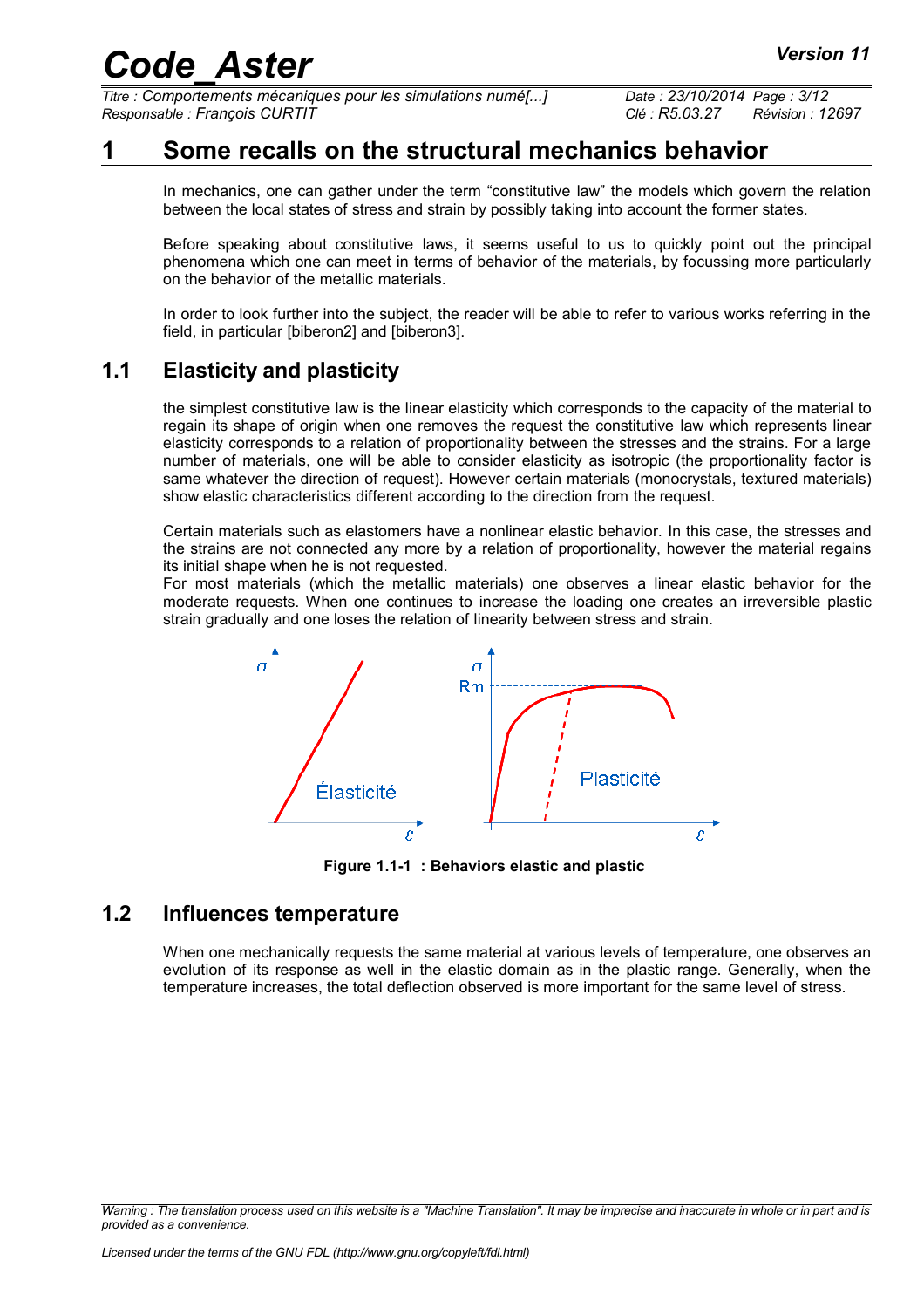# 1 Some recalls on the structural mechanics behavior

In mechanics, one can gather under the term "constitutive law" the models which govern the relation between the local states of stress and strain by possibly taking into account the former states.

Before speaking about constitutive laws, it seems useful to us to quickly point out the principal phenomena which one can meet in terms of behavior of the materials, by focussing more particularly on the behavior of the metallic materials.

In order to look further into the subject, the reader will be able to refer to various works referring in the field, in particular [biberon2] and [biberon3].

## 1.1 Elasticity and plasticity

the simplest constitutive law is the linear elasticity which corresponds to the capacity of the material to regain its shape of origin when one removes the request the constitutive law which represents linear elasticity corresponds to a relation of proportionality between the stresses and the strains. For a large number of materials, one will be able to consider elasticity as isotropic (the proportionality factor is same whatever the direction of request). However certain materials (monocrystals, textured materials) show elastic characteristics different according to the direction from the request.

Certain materials such as elastomers have a nonlinear elastic behavior. In this case, the stresses and the strains are not connected any more by a relation of proportionality, however the material regains its initial shape when he is not requested.

For most materials (which the metallic materials) one observes a linear elastic behavior for the moderate requests. When one continues to increase the loading one creates an irreversible plastic strain gradually and one loses the relation of linearity between stress and strain.

**Figure 1.1-1 : Behaviors elastic and plastic**

## 1.2 Influences temperature

When one mechanically requests the same material at various levels of temperature, one observes an evolution of its response as well in the elastic domain as in the plastic range. Generally, when the temperature increases, the total deflection observed is more important for the same level of stress.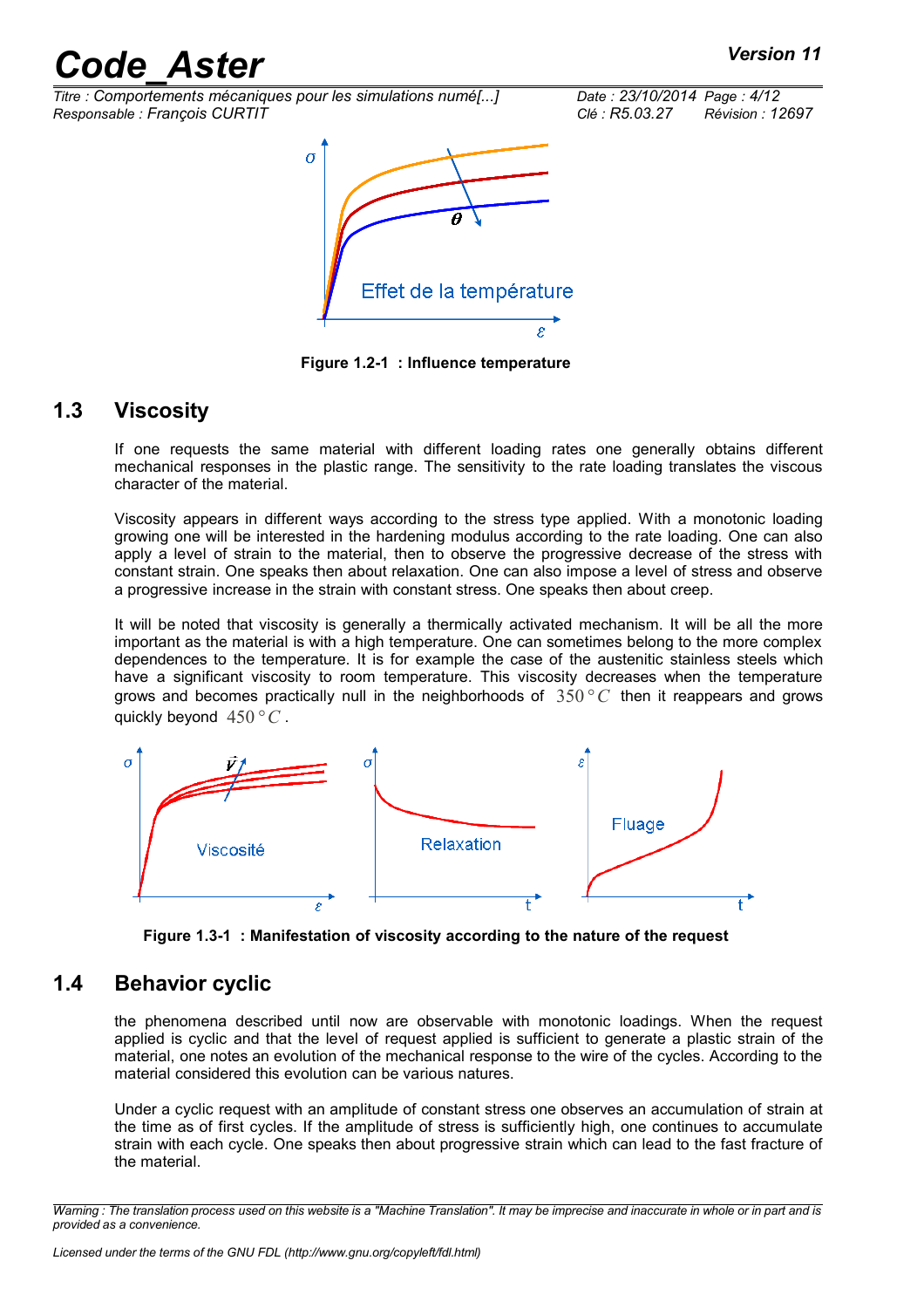Figure 1.2-1 : Influence temperature

## 1.3 Viscosity

If one requests the same material with different loading rates one generally obtains different mechanical responses in the plastic range. The sensitivity to the rate loading translates the viscous character of the material.

Viscosity appears in different ways according to the stress type applied. With a monotonic loading growing one will be interested in the hardening modulus according to the rate loading. One can also apply a level of strain to the material, then to observe the progressive decrease of the stress with constant strain. One speaks then about relaxation. One can also impose a level of stress and observe a progressive increase in the strain with constant stress. One speaks then about creep.

It will be noted that viscosity is generally a thermically activated mechanism. It will be all the more important as the material is with a high temperature. One can sometimes belong to the more complex dependences to the temperature. It is for example the case of the austenitic stainless steels which have a significant viscosity to room temperature. This viscosity decreases when the temperature grows and becomes practically null in the neighborhoods of $350°C$ then it reappears and grows quickly beyond $450°C$.

Figure 1.3-1 : Manifestation of viscosity according to the nature of the request

## 1.4 Behavior cyclic

the phenomena described until now are observable with monotonic loadings. When the request applied is cyclic and that the level of request applied is sufficient to generate a plastic strain of the material, one notes an evolution of the mechanical response to the wire of the cycles. According to the material considered this evolution can be various natures.

Under a cyclic request with an amplitude of constant stress one observes an accumulation of strain at the time as of first cycles. If the amplitude of stress is sufficiently high, one continues to accumulate strain with each cycle. One speaks then about progressive strain which can lead to the fast fracture of the material.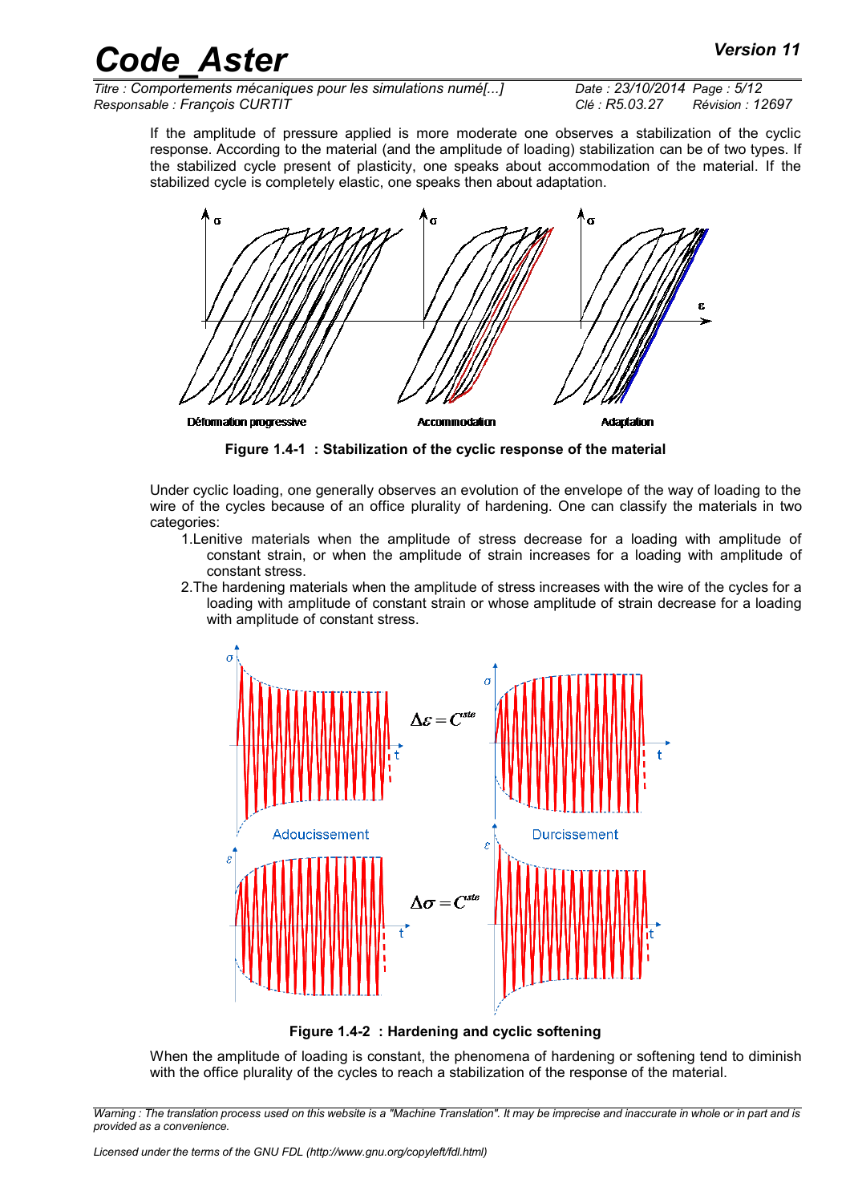If the amplitude of pressure applied is more moderate one observes a stabilization of the cyclic response. According to the material (and the amplitude of loading) stabilization can be of two types. If the stabilized cycle present of plasticity, one speaks about accommodation of the material. If the stabilized cycle is completely elastic, one speaks then about adaptation.

**Figure 1.4-1 : Stabilization of the cyclic response of the material**

Under cyclic loading, one generally observes an evolution of the envelope of the way of loading to the wire of the cycles because of an office plurality of hardening. One can classify the materials in two categories:

1. Lenitive materials when the amplitude of stress decrease for a loading with amplitude of constant strain, or when the amplitude of strain increases for a loading with amplitude of constant stress.
2. The hardening materials when the amplitude of stress increases with the wire of the cycles for a loading with amplitude of constant strain or whose amplitude of strain decrease for a loading with amplitude of constant stress.

**Figure 1.4-2 : Hardening and cyclic softening**

When the amplitude of loading is constant, the phenomena of hardening or softening tend to diminish with the office plurality of the cycles to reach a stabilization of the response of the material.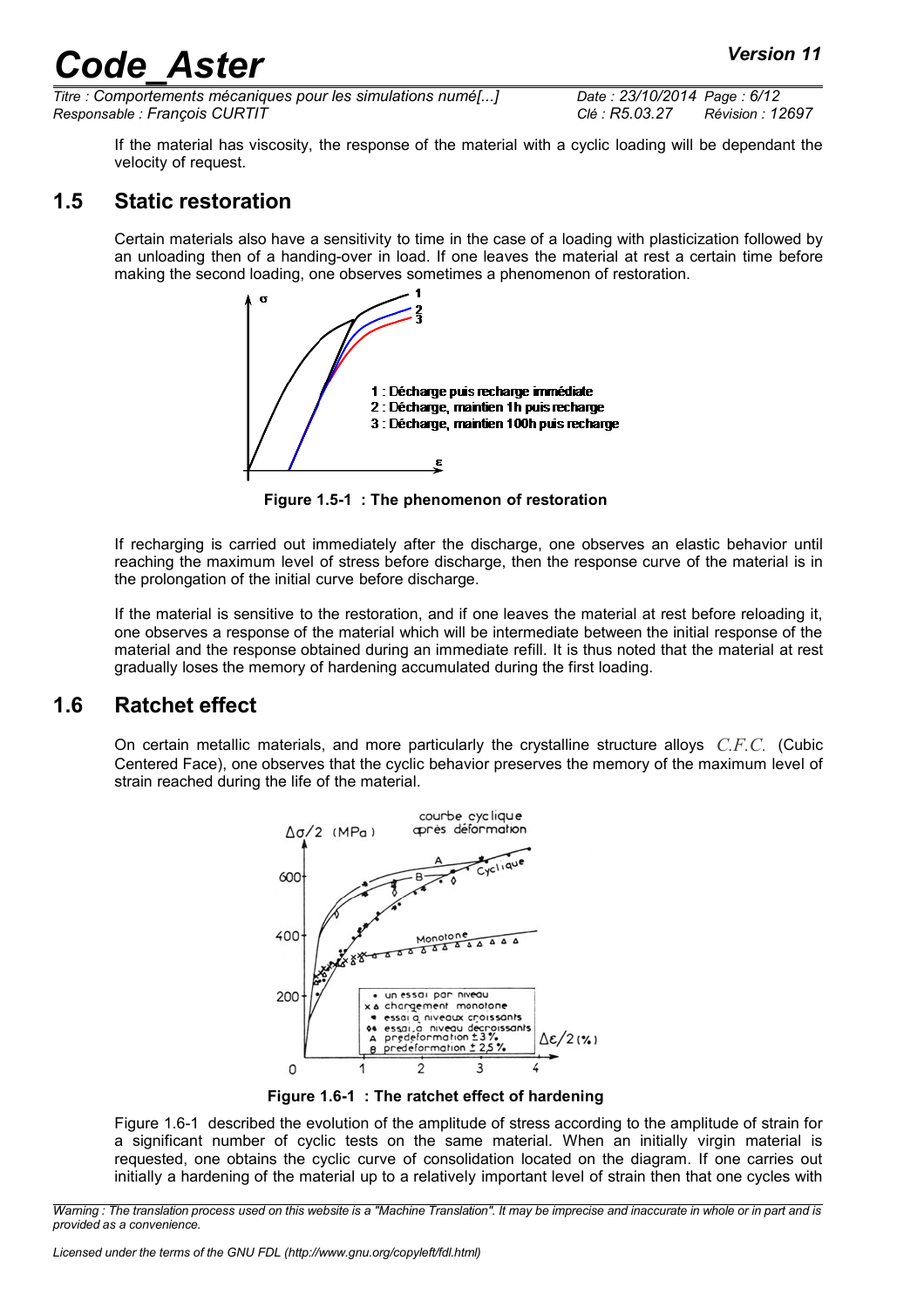If the material has viscosity, the response of the material with a cyclic loading will be dependant the velocity of request.

## 1.5 Static restoration

Certain materials also have a sensitivity to time in the case of a loading with plasticization followed by an unloading then of a handing-over in load. If one leaves the material at rest a certain time before making the second loading, one observes sometimes a phenomenon of restoration.

1 : Décharge puis recharge immédiate
2 : Décharge, maintien 1h puis recharge
3 : Décharge, maintien 100h puis recharge

**Figure 1.5-1 : The phenomenon of restoration**

If recharging is carried out immediately after the discharge, one observes an elastic behavior until reaching the maximum level of stress before discharge, then the response curve of the material is in the prolongation of the initial curve before discharge.

If the material is sensitive to the restoration, and if one leaves the material at rest before reloading it, one observes a response of the material which will be intermediate between the initial response of the material and the response obtained during an immediate refill. It is thus noted that the material at rest gradually loses the memory of hardening accumulated during the first loading.

## 1.6 Ratchet effect

On certain metallic materials, and more particularly the crystalline structure alloys $C.F.C.$ (Cubic Centered Face), one observes that the cyclic behavior preserves the memory of the maximum level of strain reached during the life of the material.

**Figure 1.6-1 : The ratchet effect of hardening**

Figure 1.6-1 described the evolution of the amplitude of stress according to the amplitude of strain for a significant number of cyclic tests on the same material. When an initially virgin material is requested, one obtains the cyclic curve of consolidation located on the diagram. If one carries out initially a hardening of the material up to a relatively important level of strain then that one cycles with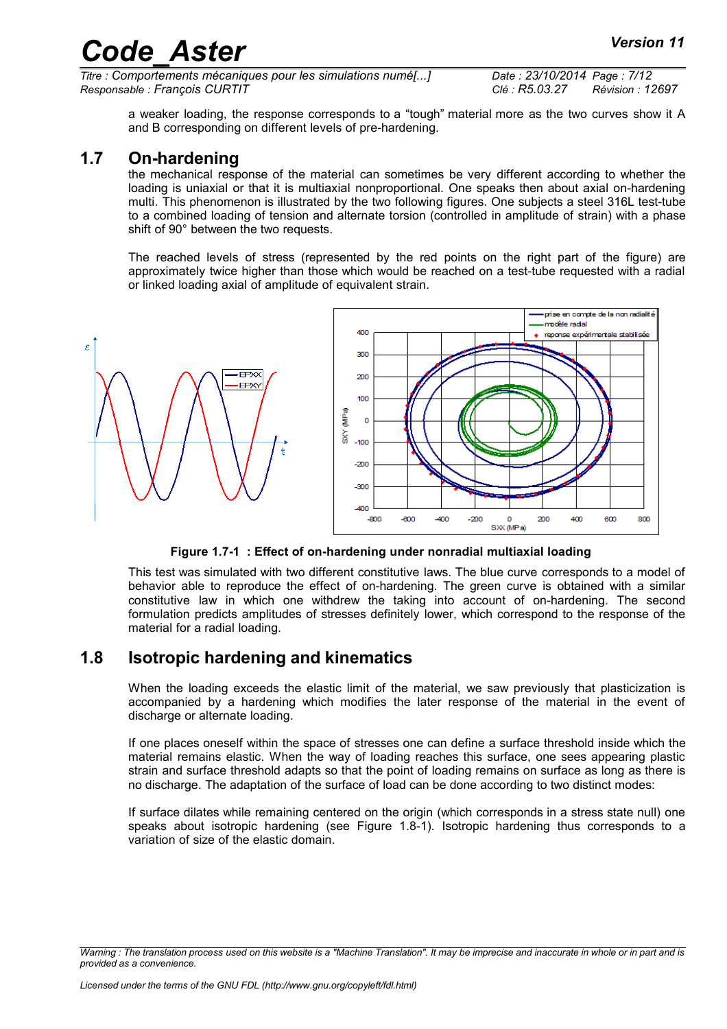a weaker loading, the response corresponds to a “tough” material more as the two curves show it A and B corresponding on different levels of pre-hardening.

## 1.7 On-hardening

the mechanical response of the material can sometimes be very different according to whether the loading is uniaxial or that it is multiaxial nonproportional. One speaks then about axial on-hardening multi. This phenomenon is illustrated by the two following figures. One subjects a steel 316L test-tube to a combined loading of tension and alternate torsion (controlled in amplitude of strain) with a phase shift of 90° between the two requests.

The reached levels of stress (represented by the red points on the right part of the figure) are approximately twice higher than those which would be reached on a test-tube requested with a radial or linked loading axial of amplitude of equivalent strain.

**Figure 1.7-1 : Effect of on-hardening under nonradial multiaxial loading**

This test was simulated with two different constitutive laws. The blue curve corresponds to a model of behavior able to reproduce the effect of on-hardening. The green curve is obtained with a similar constitutive law in which one withdrew the taking into account of on-hardening. The second formulation predicts amplitudes of stresses definitely lower, which correspond to the response of the material for a radial loading.

## 1.8 Isotropic hardening and kinematics

When the loading exceeds the elastic limit of the material, we saw previously that plasticization is accompanied by a hardening which modifies the later response of the material in the event of discharge or alternate loading.

If one places oneself within the space of stresses one can define a surface threshold inside which the material remains elastic. When the way of loading reaches this surface, one sees appearing plastic strain and surface threshold adapts so that the point of loading remains on surface as long as there is no discharge. The adaptation of the surface of load can be done according to two distinct modes:

If surface dilates while remaining centered on the origin (which corresponds in a stress state null) one speaks about isotropic hardening (see Figure 1.8-1). Isotropic hardening thus corresponds to a variation of size of the elastic domain.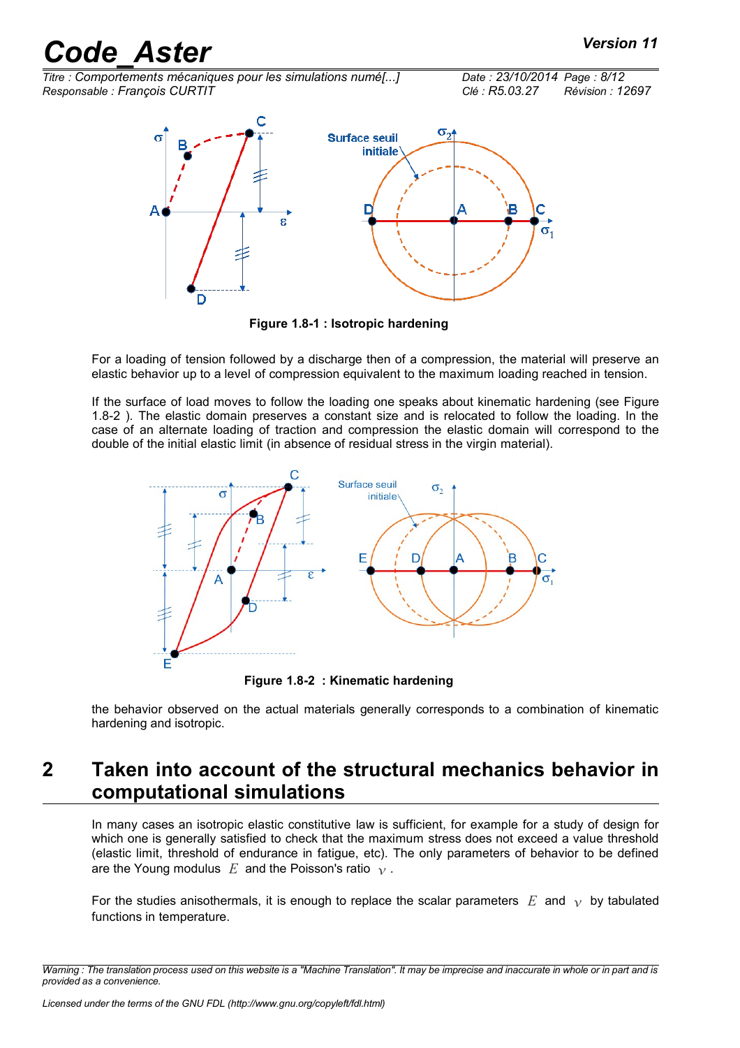Figure 1.8-1 : Isotropic hardening

For a loading of tension followed by a discharge then of a compression, the material will preserve an elastic behavior up to a level of compression equivalent to the maximum loading reached in tension.

If the surface of load moves to follow the loading one speaks about kinematic hardening (see Figure 1.8-2 ). The elastic domain preserves a constant size and is relocated to follow the loading. In the case of an alternate loading of traction and compression the elastic domain will correspond to the double of the initial elastic limit (in absence of residual stress in the virgin material).

Figure 1.8-2 : Kinematic hardening

the behavior observed on the actual materials generally corresponds to a combination of kinematic hardening and isotropic.

# 2 Taken into account of the structural mechanics behavior in computational simulations

In many cases an isotropic elastic constitutive law is sufficient, for example for a study of design for which one is generally satisfied to check that the maximum stress does not exceed a value threshold (elastic limit, threshold of endurance in fatigue, etc). The only parameters of behavior to be defined are the Young modulus $E$ and the Poisson's ratio $\nu$ .

For the studies anisothermals, it is enough to replace the scalar parameters $E$ and $\nu$ by tabulated functions in temperature.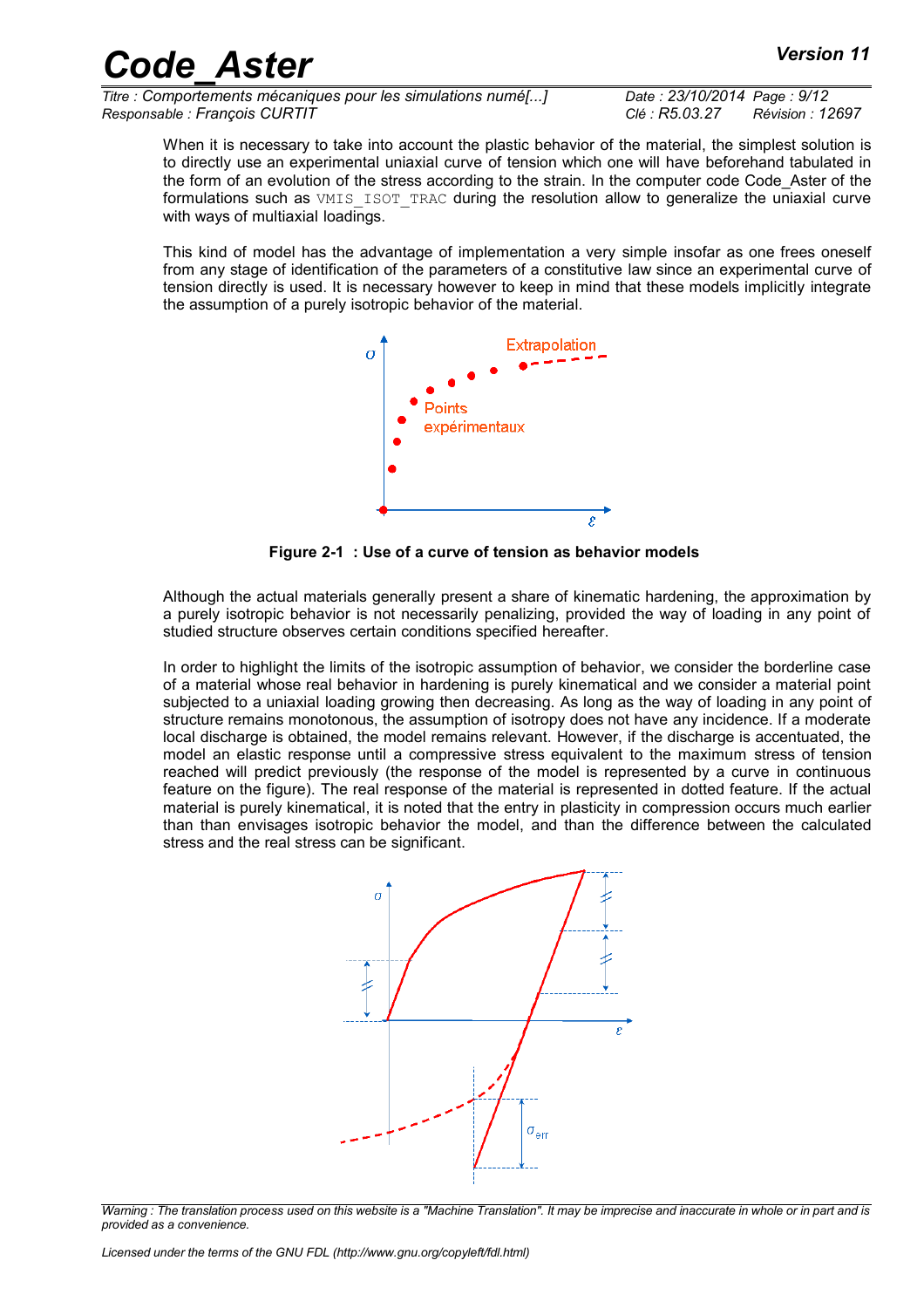When it is necessary to take into account the plastic behavior of the material, the simplest solution is to directly use an experimental uniaxial curve of tension which one will have beforehand tabulated in the form of an evolution of the stress according to the strain. In the computer code Code_Aster of the formulations such as VMIS_ISOT_TRAC during the resolution allow to generalize the uniaxial curve with ways of multiaxial loadings.

This kind of model has the advantage of implementation a very simple insofar as one frees oneself from any stage of identification of the parameters of a constitutive law since an experimental curve of tension directly is used. It is necessary however to keep in mind that these models implicitly integrate the assumption of a purely isotropic behavior of the material.

**Figure 2-1 : Use of a curve of tension as behavior models**

Although the actual materials generally present a share of kinematic hardening, the approximation by a purely isotropic behavior is not necessarily penalizing, provided the way of loading in any point of studied structure observes certain conditions specified hereafter.

In order to highlight the limits of the isotropic assumption of behavior, we consider the borderline case of a material whose real behavior in hardening is purely kinematical and we consider a material point subjected to a uniaxial loading growing then decreasing. As long as the way of loading in any point of structure remains monotonous, the assumption of isotropy does not have any incidence. If a moderate local discharge is obtained, the model remains relevant. However, if the discharge is accentuated, the model an elastic response until a compressive stress equivalent to the maximum stress of tension reached will predict previously (the response of the model is represented by a curve in continuous feature on the figure). The real response of the material is represented in dotted feature. If the actual material is purely kinematical, it is noted that the entry in plasticity in compression occurs much earlier than than envisages isotropic behavior the model, and than the difference between the calculated stress and the real stress can be significant.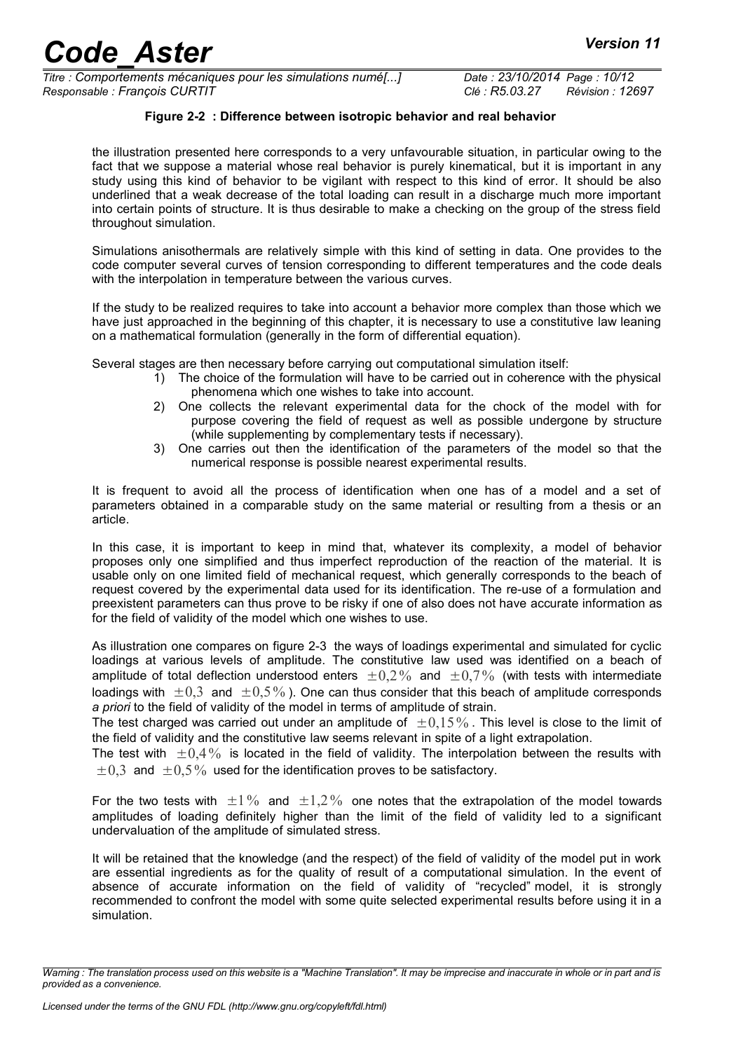**Figure 2-2 : Difference between isotropic behavior and real behavior**

the illustration presented here corresponds to a very unfavourable situation, in particular owing to the fact that we suppose a material whose real behavior is purely kinematical, but it is important in any study using this kind of behavior to be vigilant with respect to this kind of error. It should be also underlined that a weak decrease of the total loading can result in a discharge much more important into certain points of structure. It is thus desirable to make a checking on the group of the stress field throughout simulation.

Simulations anisothermals are relatively simple with this kind of setting in data. One provides to the code computer several curves of tension corresponding to different temperatures and the code deals with the interpolation in temperature between the various curves.

If the study to be realized requires to take into account a behavior more complex than those which we have just approached in the beginning of this chapter, it is necessary to use a constitutive law leaning on a mathematical formulation (generally in the form of differential equation).

Several stages are then necessary before carrying out computational simulation itself:

1) The choice of the formulation will have to be carried out in coherence with the physical phenomena which one wishes to take into account.
2) One collects the relevant experimental data for the chock of the model with for purpose covering the field of request as well as possible undergone by structure (while supplementing by complementary tests if necessary).
3) One carries out then the identification of the parameters of the model so that the numerical response is possible nearest experimental results.

It is frequent to avoid all the process of identification when one has of a model and a set of parameters obtained in a comparable study on the same material or resulting from a thesis or an article.

In this case, it is important to keep in mind that, whatever its complexity, a model of behavior proposes only one simplified and thus imperfect reproduction of the reaction of the material. It is usable only on one limited field of mechanical request, which generally corresponds to the beach of request covered by the experimental data used for its identification. The re-use of a formulation and preexistent parameters can thus prove to be risky if one of also does not have accurate information as for the field of validity of the model which one wishes to use.

As illustration one compares on figure 2-3 the ways of loadings experimental and simulated for cyclic loadings at various levels of amplitude. The constitutive law used was identified on a beach of amplitude of total deflection understood enters $\pm 0{,}2\%$ and $\pm 0{,}7\%$ (with tests with intermediate loadings with $\pm 0{,}3$ and $\pm 0{,}5\%$). One can thus consider that this beach of amplitude corresponds *a priori* to the field of validity of the model in terms of amplitude of strain.
The test charged was carried out under an amplitude of $\pm 0{,}15\%$. This level is close to the limit of the field of validity and the constitutive law seems relevant in spite of a light extrapolation.
The test with $\pm 0{,}4\%$ is located in the field of validity. The interpolation between the results with $\pm 0{,}3$ and $\pm 0{,}5\%$ used for the identification proves to be satisfactory.

For the two tests with $\pm 1\%$ and $\pm 1{,}2\%$ one notes that the extrapolation of the model towards amplitudes of loading definitely higher than the limit of the field of validity led to a significant undervaluation of the amplitude of simulated stress.

It will be retained that the knowledge (and the respect) of the field of validity of the model put in work are essential ingredients as for the quality of result of a computational simulation. In the event of absence of accurate information on the field of validity of "recycled" model, it is strongly recommended to confront the model with some quite selected experimental results before using it in a simulation.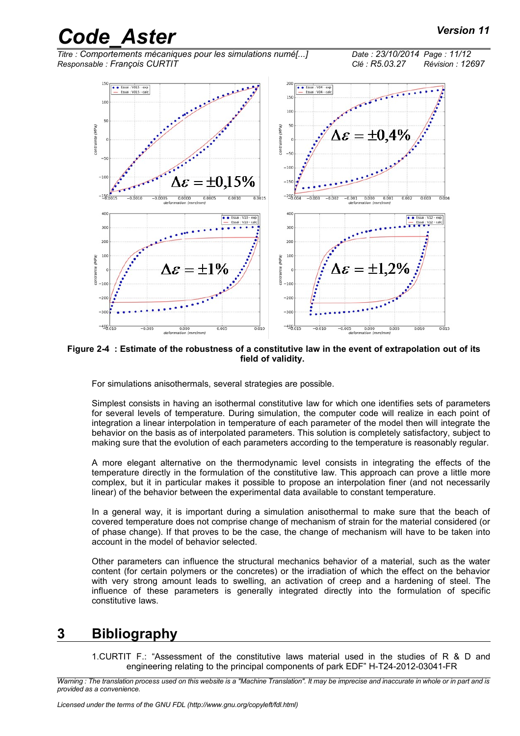**Figure 2-4 : Estimate of the robustness of a constitutive law in the event of extrapolation out of its field of validity.**

For simulations anisothermals, several strategies are possible.

Simplest consists in having an isothermal constitutive law for which one identifies sets of parameters for several levels of temperature. During simulation, the computer code will realize in each point of integration a linear interpolation in temperature of each parameter of the model then will integrate the behavior on the basis as of interpolated parameters. This solution is completely satisfactory, subject to making sure that the evolution of each parameters according to the temperature is reasonably regular.

A more elegant alternative on the thermodynamic level consists in integrating the effects of the temperature directly in the formulation of the constitutive law. This approach can prove a little more complex, but it in particular makes it possible to propose an interpolation finer (and not necessarily linear) of the behavior between the experimental data available to constant temperature.

In a general way, it is important during a simulation anisothermal to make sure that the beach of covered temperature does not comprise change of mechanism of strain for the material considered (or of phase change). If that proves to be the case, the change of mechanism will have to be taken into account in the model of behavior selected.

Other parameters can influence the structural mechanics behavior of a material, such as the water content (for certain polymers or the concretes) or the irradiation of which the effect on the behavior with very strong amount leads to swelling, an activation of creep and a hardening of steel. The influence of these parameters is generally integrated directly into the formulation of specific constitutive laws.

# 3 Bibliography

1. CURTIT F.: “Assessment of the constitutive laws material used in the studies of R & D and engineering relating to the principal components of park EDF” H-T24-2012-03041-FR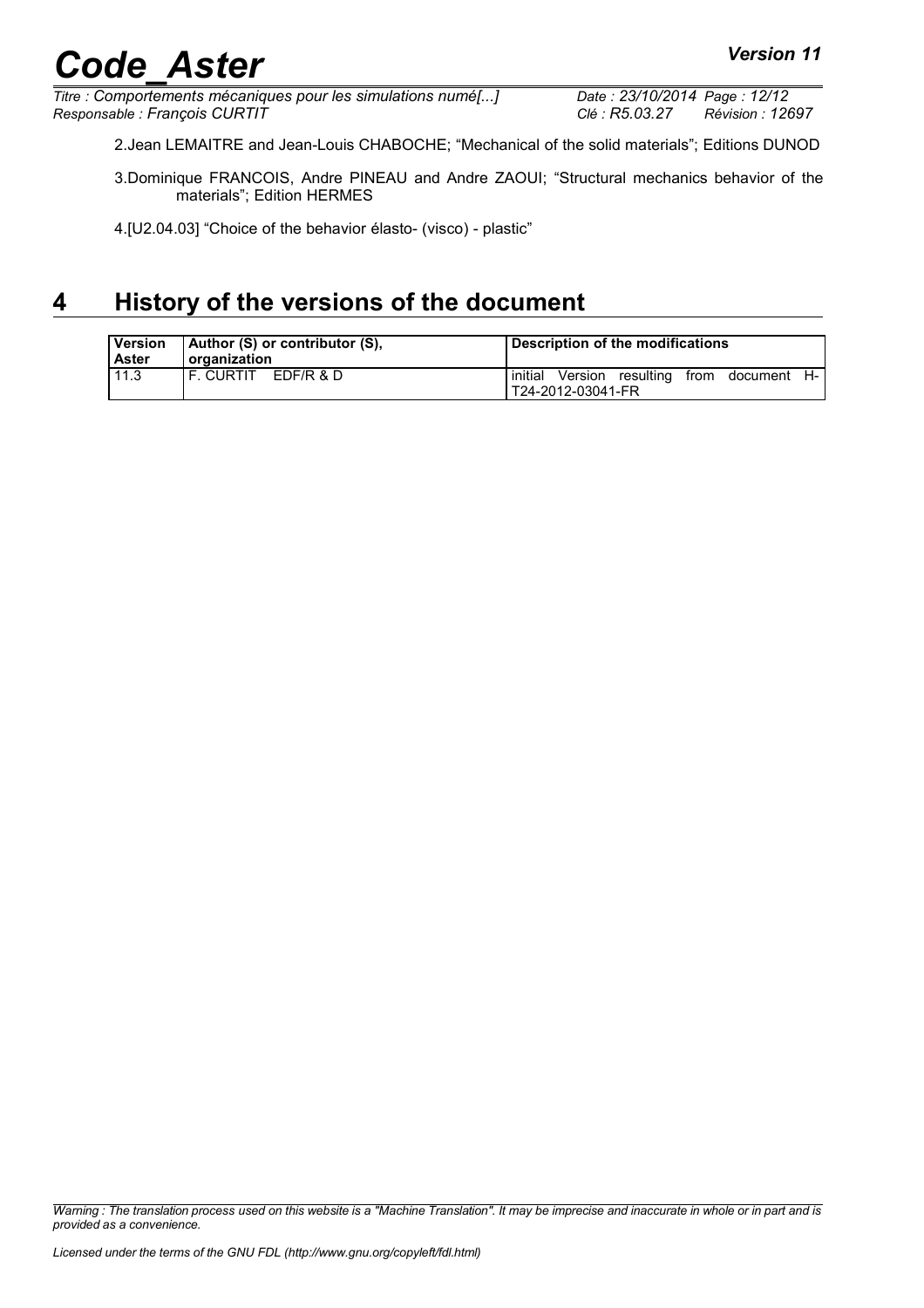2. Jean LEMAITRE and Jean-Louis CHABOCHE; "Mechanical of the solid materials"; Editions DUNOD

3. Dominique FRANCOIS, Andre PINEAU and Andre ZAOUI; "Structural mechanics behavior of the materials"; Edition HERMES

4. [U2.04.03] "Choice of the behavior élasto- (visco) - plastic"

# 4 History of the versions of the document

| Version Aster | Author (S) or contributor (S), organization | Description of the modifications |
|---|---|---|
| 11.3 | F. CURTIT EDF/R & D | initial Version resulting from document H-T24-2012-03041-FR |